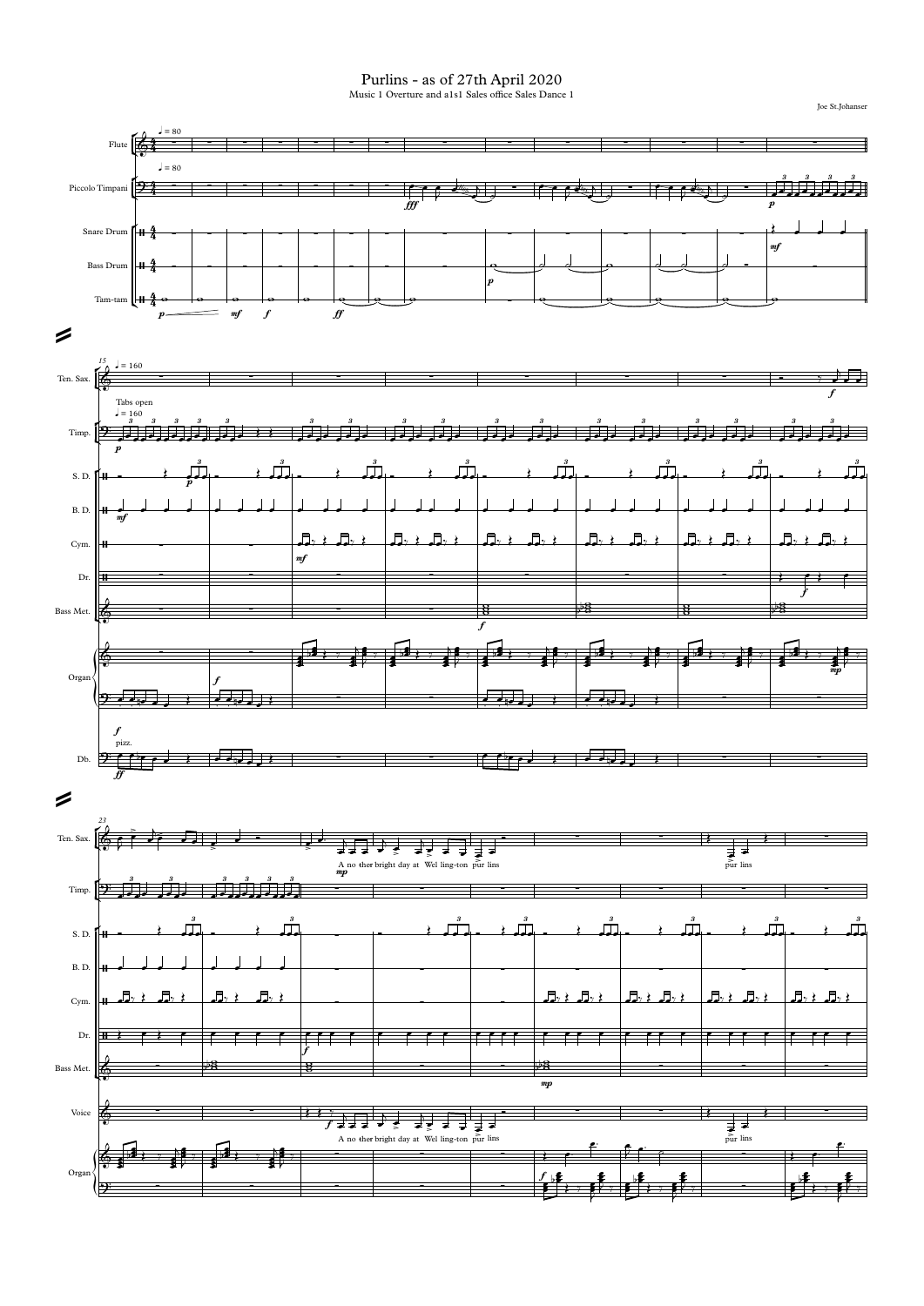# Purlins - as of 27th April 2020

Music 1 Overture and a1s1 Sales office Sales Dance 1

Joe St.Johanser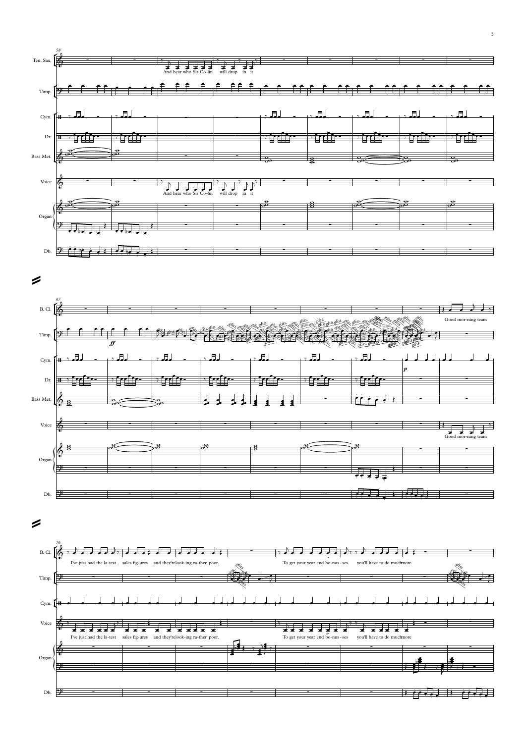58

Ten. Sax.

And hear who Sir Co-lin will drop in it

Timp.

Cym.

Dr.

Bass Met.

Voice

And hear who Sir Co-lin will drop in it

Organ

Db.

67

B. Cl.

Good mor-ning team

Timp.

*ff*

gliss.

Cym.

*p*

Dr.

Bass Met.

Voice

Good mor-ning team

Organ

Db.

76

B. Cl.

I've just had the la-test sales fig-ures and they're look-ing ra-ther poor. To get your year end bo-nus-ses you'll have to do much more

Timp.

gliss.

Cym.

Voice

I've just had the la-test sales fig-ures and they're look-ing ra-ther poor. To get your year end bo-nus-ses you'll have to do much more

Organ

Db.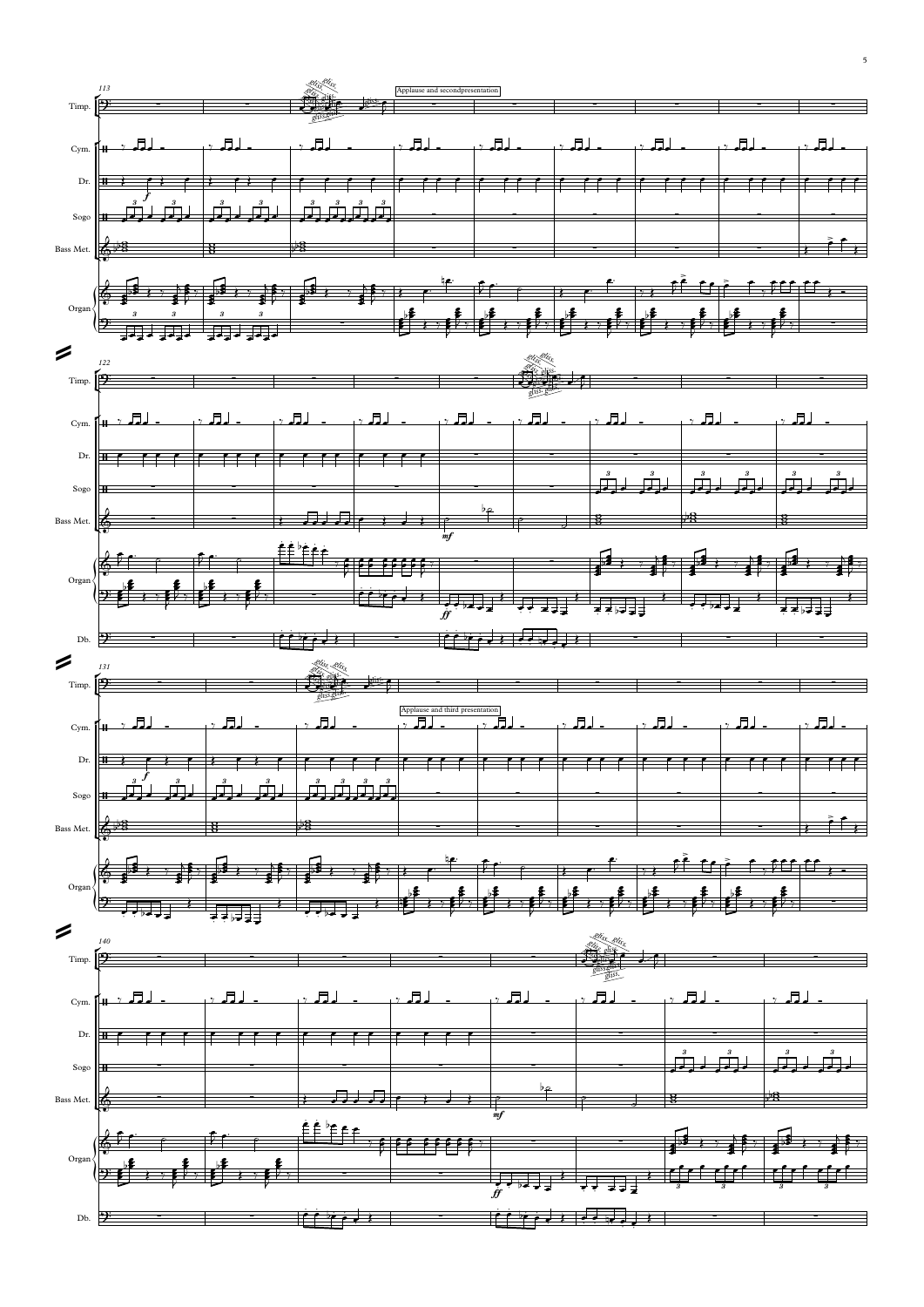Applause and second presentation

Applause and third presentation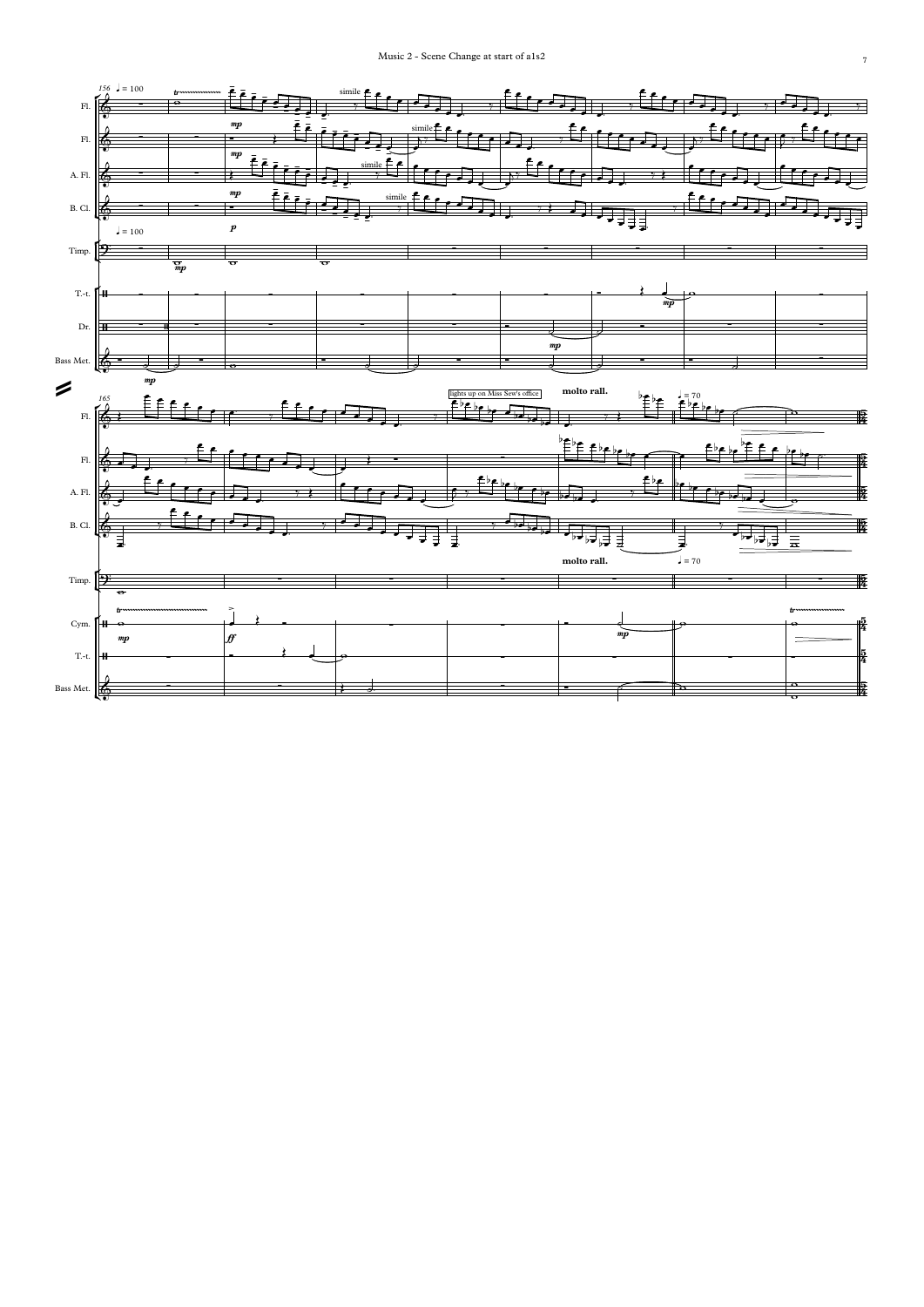Music 2 - Scene Change at start of a1s2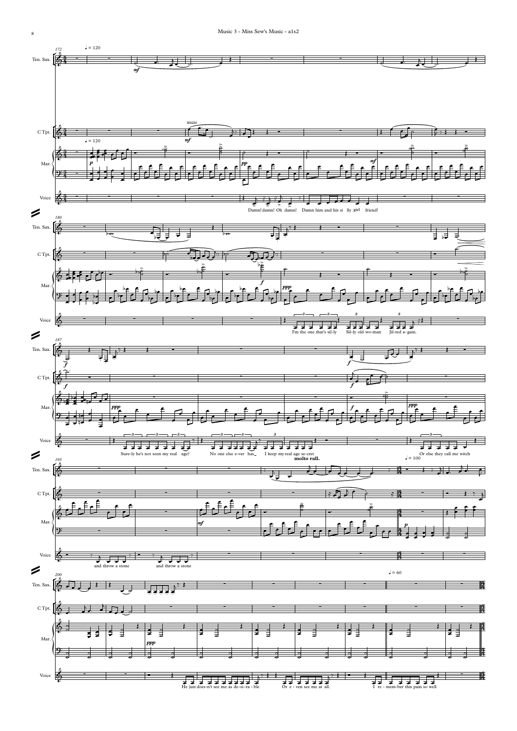Ten. Sax.

C Tpt.

Mar.

Voice

♩ = 120

mute

Damn! damn! Oh damn! Damn him and his si lly girl friend!

I'm the one that's sil-ly Sil-ly old wo-man Jil-ted a-gain.

Sure-ly he's not seen my real age? No one else e-ver has I keep my real age se-cret

Or else they call me witch

molto rall.

♩ = 100

and throw a stone and throw a stone

♩ = 60

He just does-n't see me as de-si-ra-ble Or e-ven see me at all. I re-mem-ber this pain so well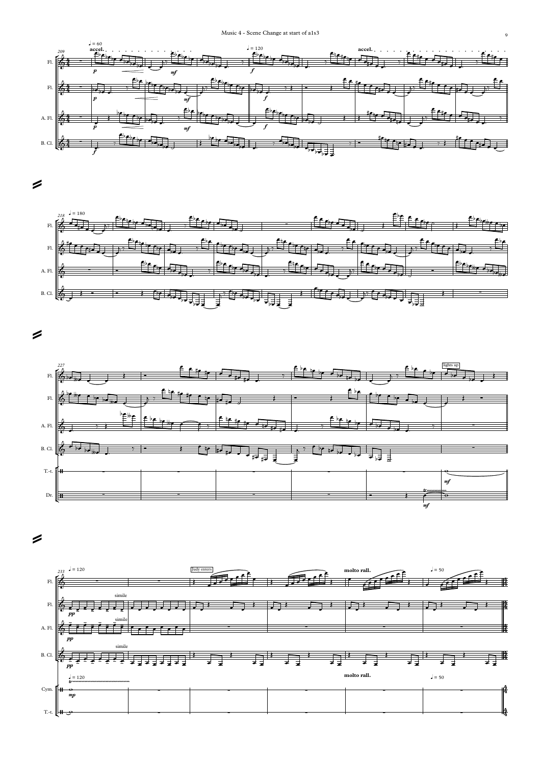Music 4 - Scene Change at start of a1s3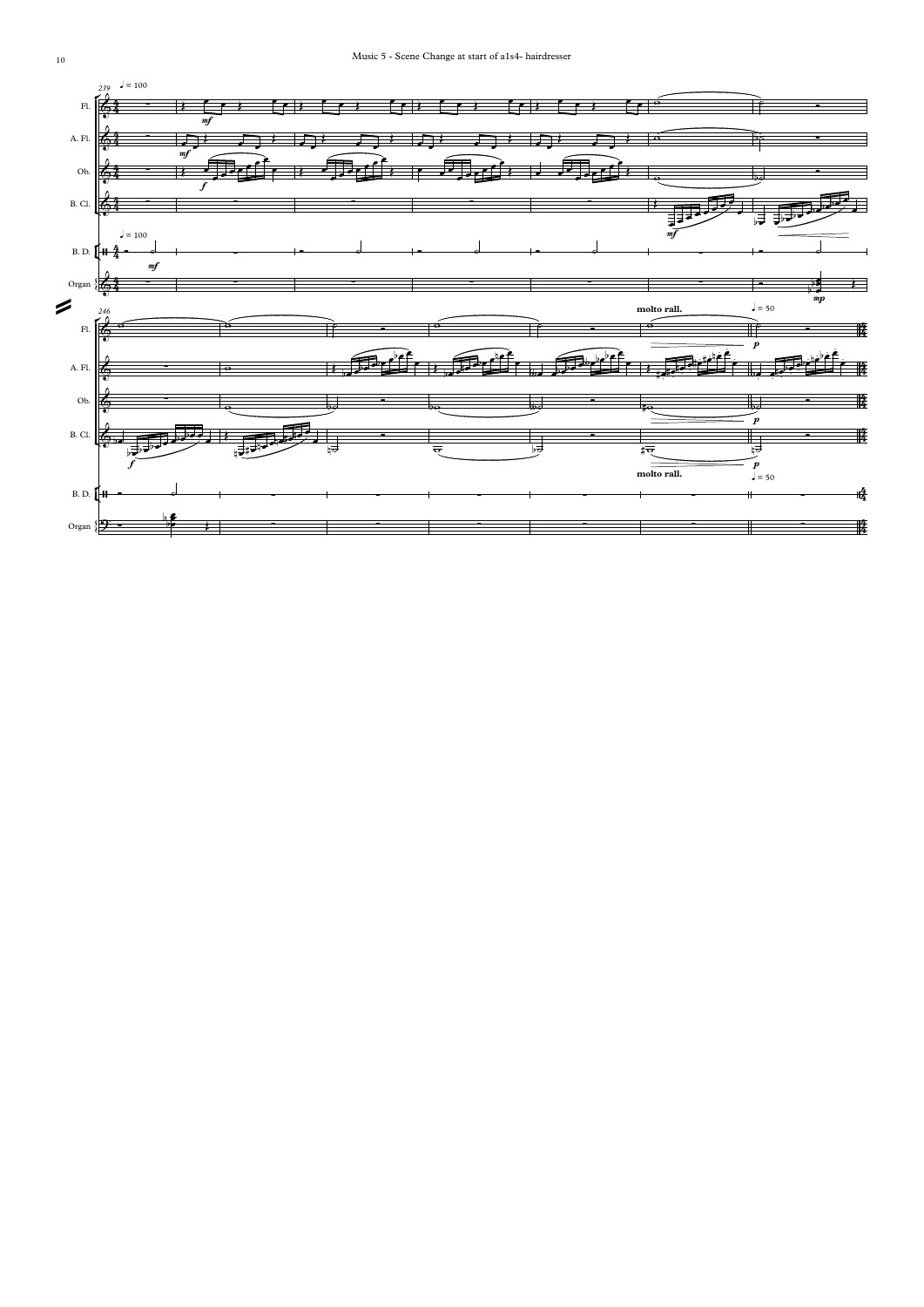Music 5 - Scene Change at start of a1s4- hairdresser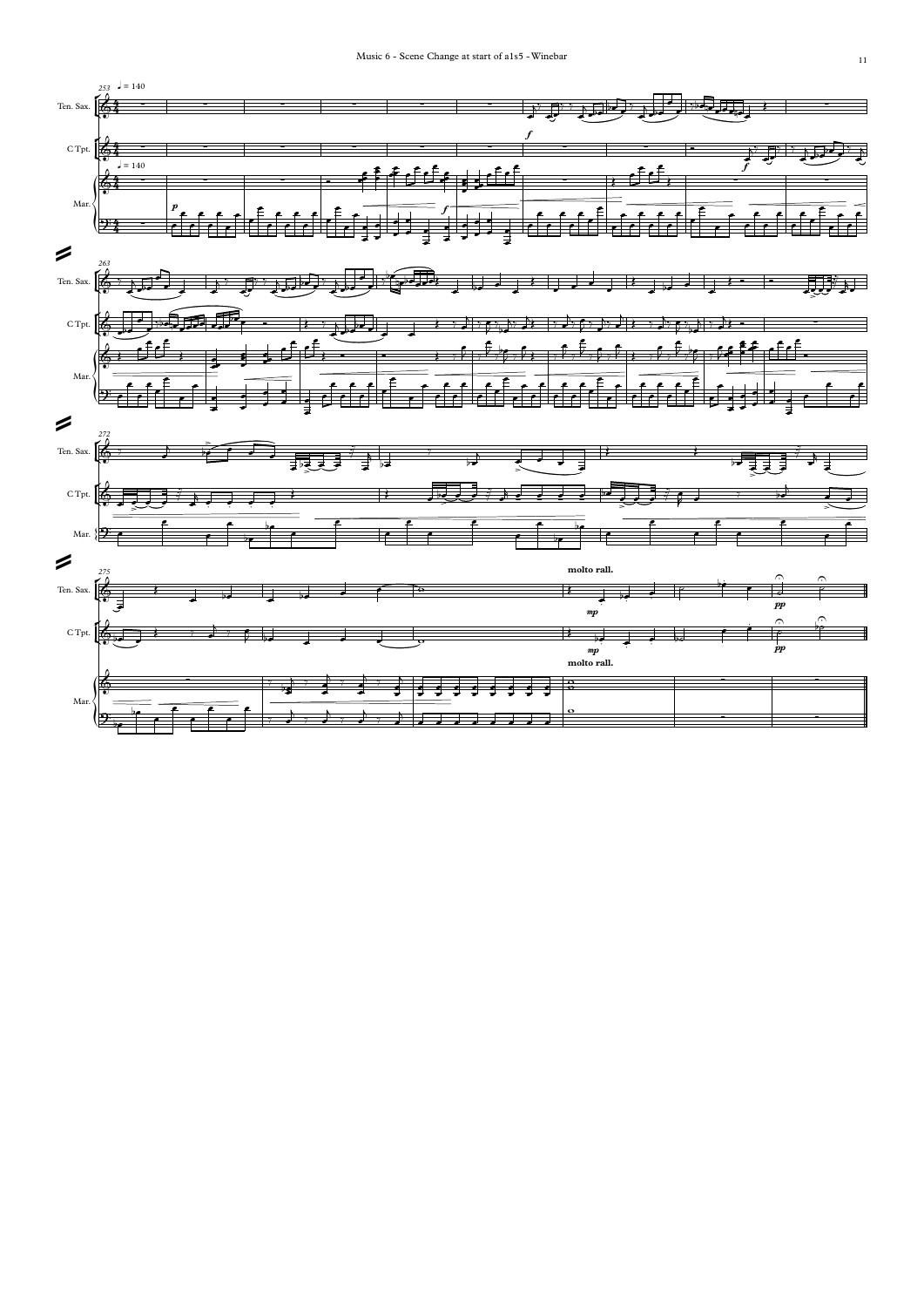Music 6 - Scene Change at start of a1s5 - Winebar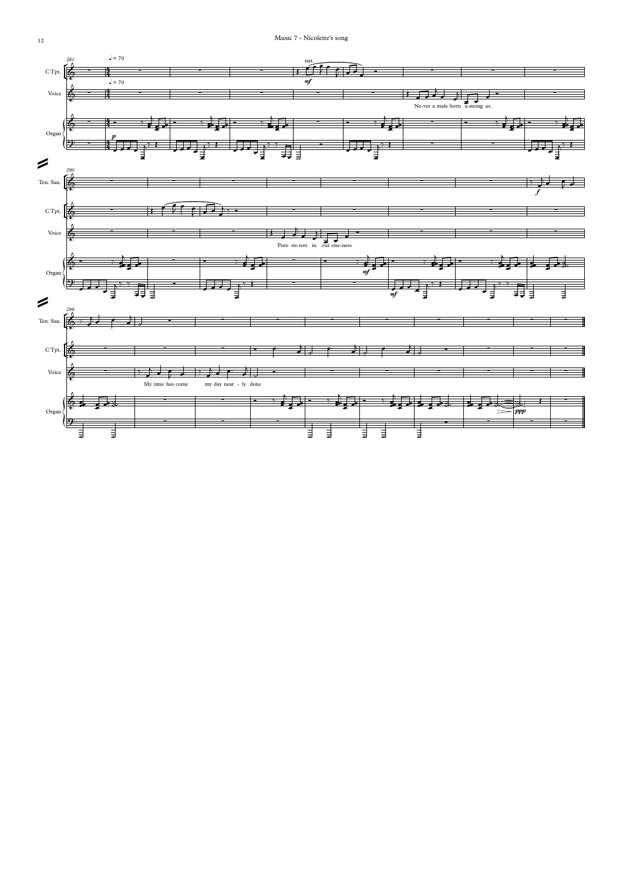Music 7 - Nicolette's song

♩ = 70

Ne-ver a male born a-mong us.

Pure sis-ters in our one-ness

My time has come my day near - ly done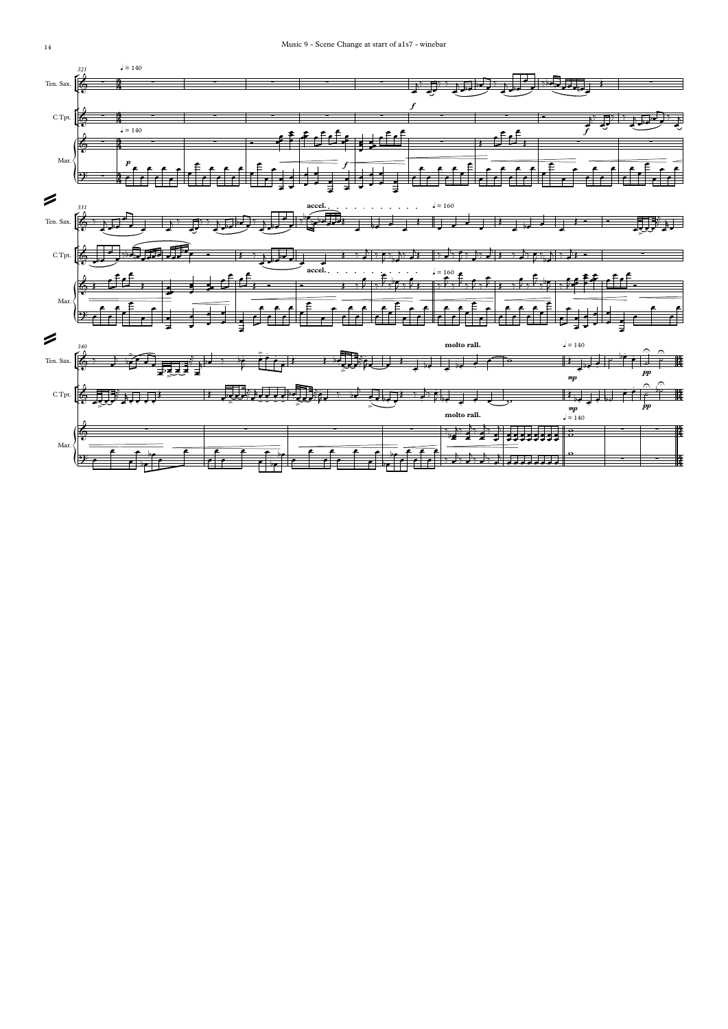Music 9 - Scene Change at start of a1s7 - winebar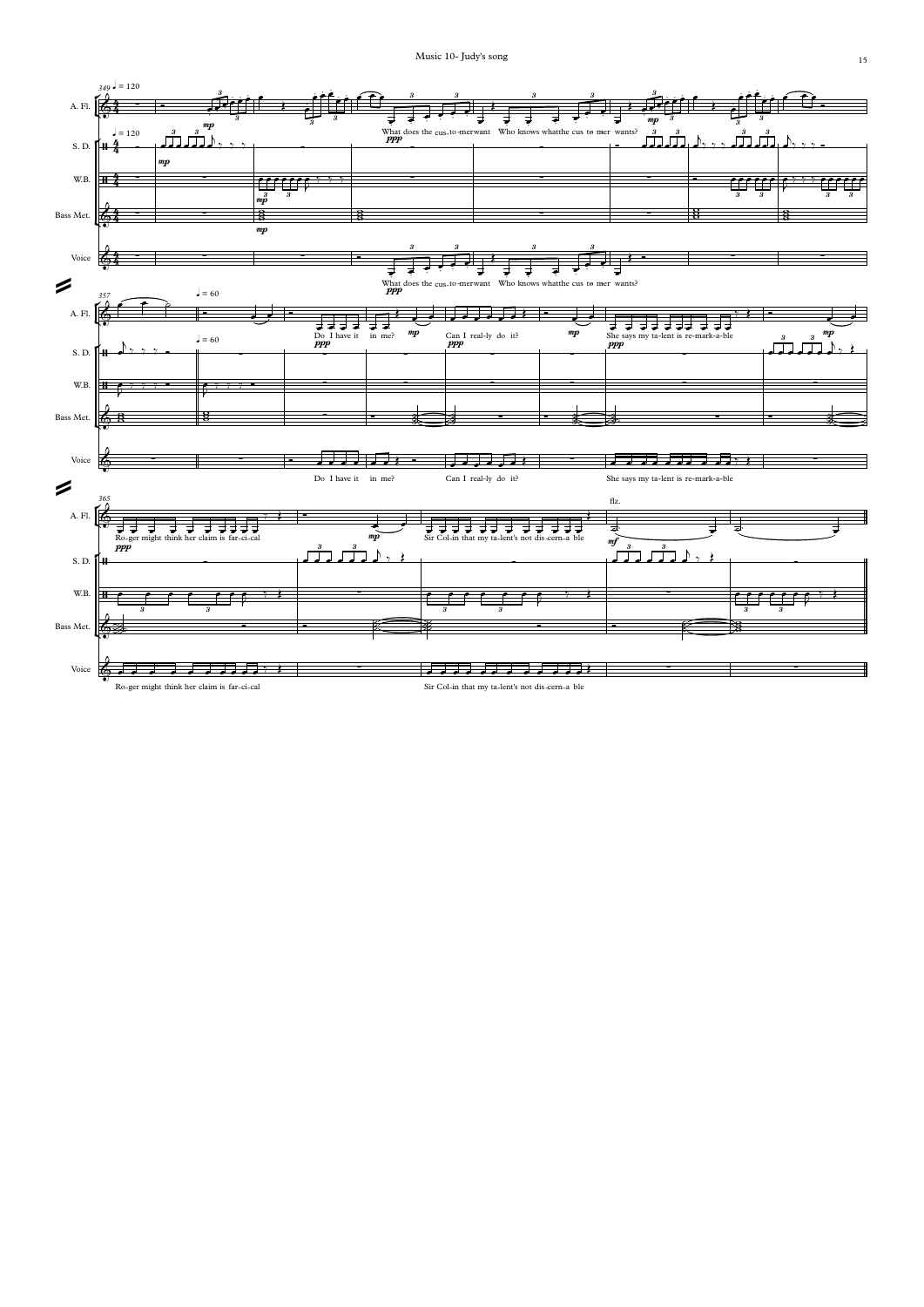A. Fl.

S. D.

W.B.

Bass Met.

Voice

349 ♩ = 120

What does the cus-to-mer want   Who knows what the cus to-mer wants?

357 ♩ = 60

Do I have it in me?   Can I real-ly do it?   She says my ta-lent is re-mark-a-ble

365

Ro-ger might think her claim is far-ci-cal   Sir Col-in that my ta-lent's not dis-cern-a ble

flz.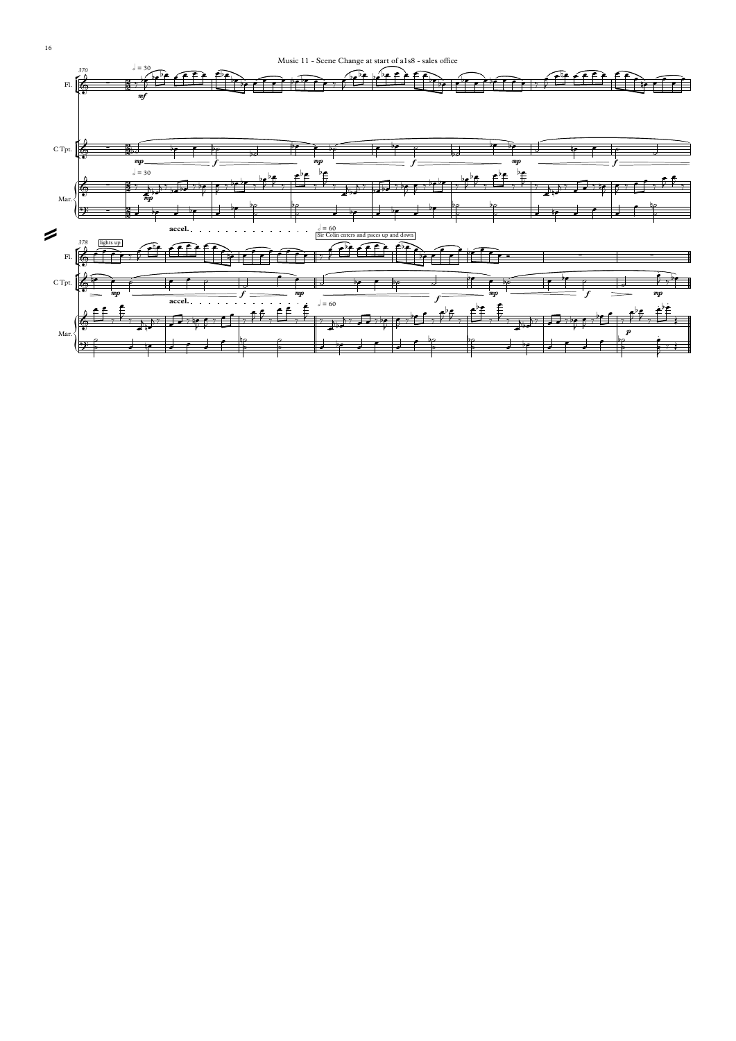Music 11 - Scene Change at start of a1s8 - sales office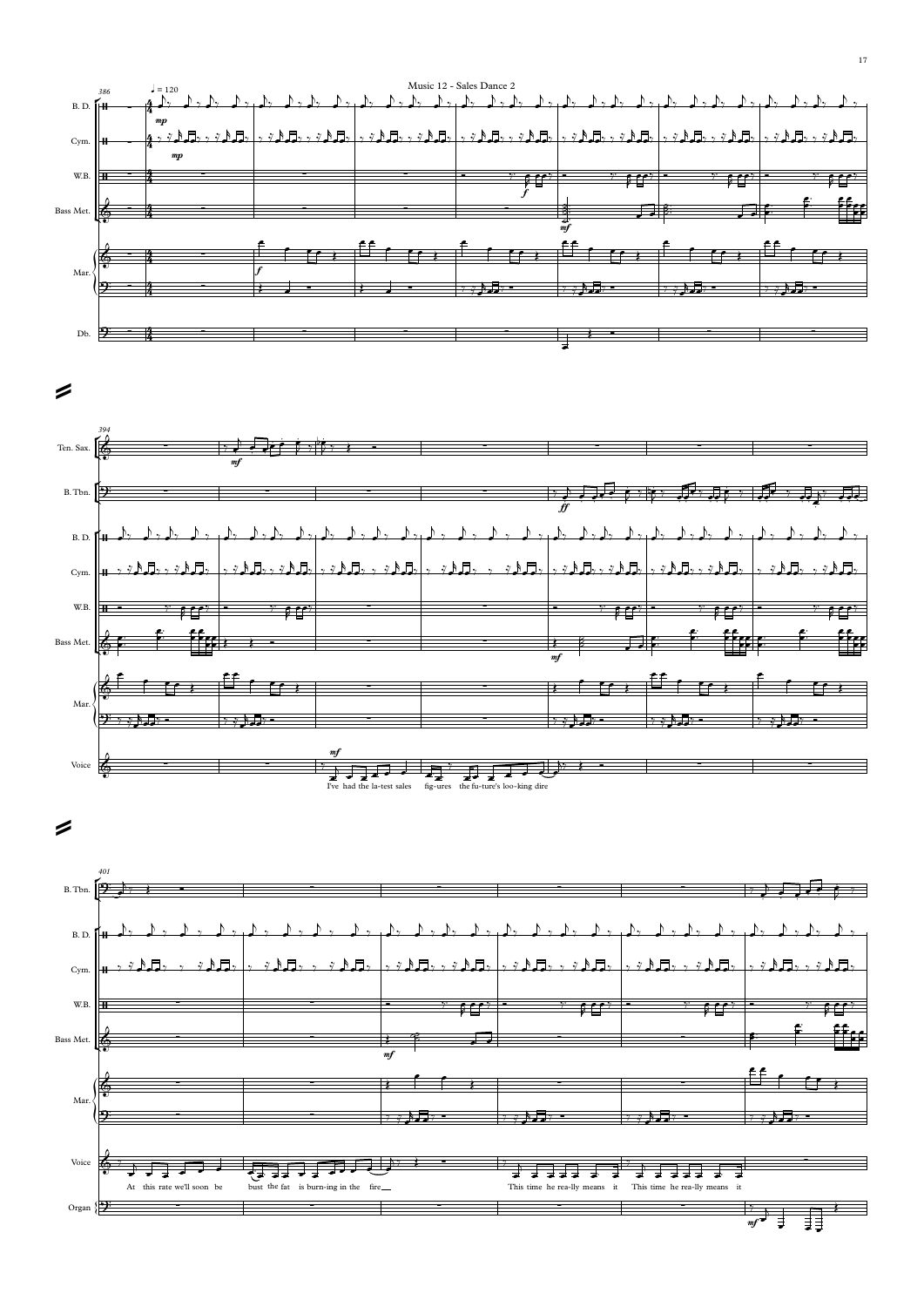Music 12 - Sales Dance 2

♩ = 120

I've had the la-test sales fig-ures the fu-ture's loo-king dire

At this rate we'll soon be bust the fat is burn-ing in the fire

This time he rea-lly means it This time he rea-lly means it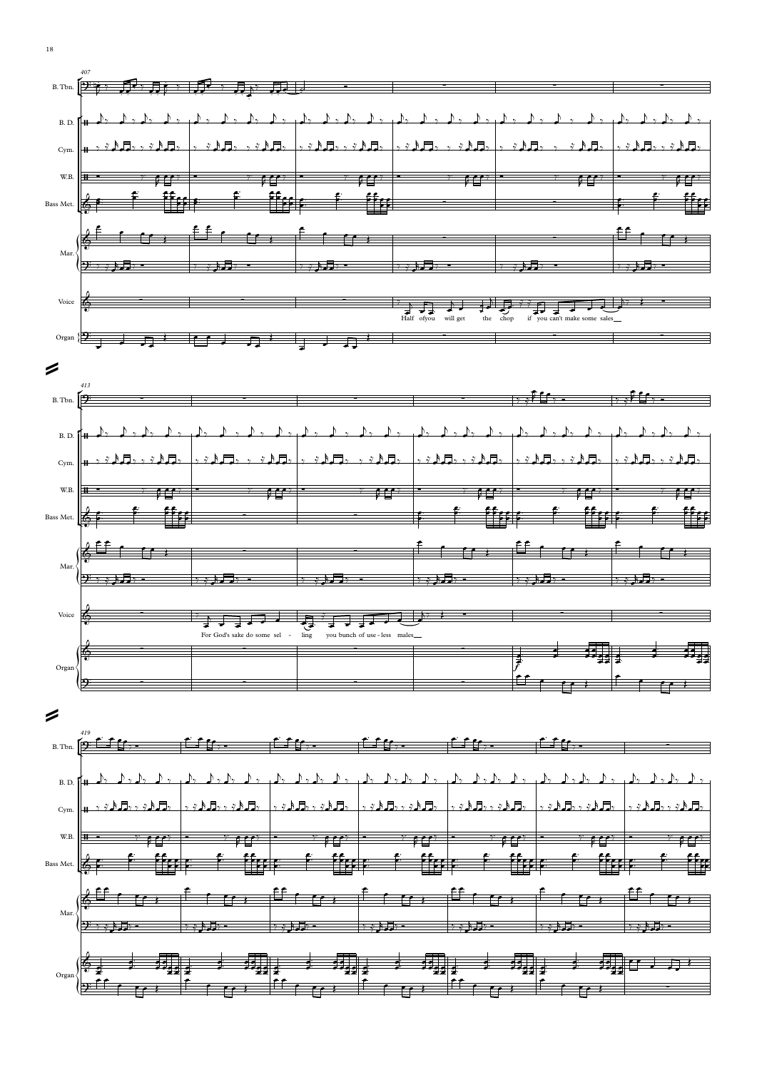407

B. Tbn.

B. D.

Cym.

W.B.

Bass Met.

Mar.

Voice

Half of you will get the chop if you can't make some sales

Organ

413

B. Tbn.

B. D.

Cym.

W.B.

Bass Met.

Mar.

Voice

For God's sake do some sel - ling you bunch of use - less males

Organ

*f*

419

B. Tbn.

B. D.

Cym.

W.B.

Bass Met.

Mar.

Organ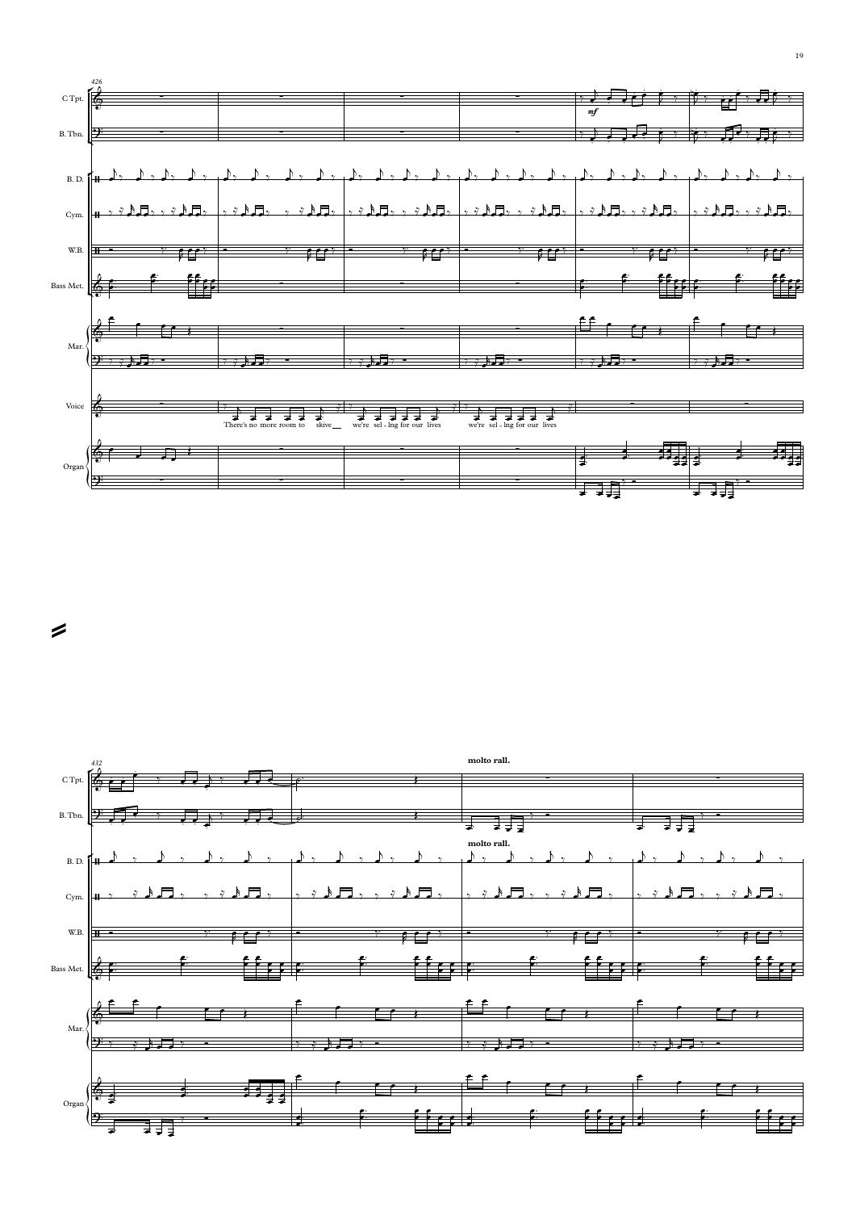426

C.Tpt.

B. Tbn.

B. D.

Cym.

W.B.

Bass Met.

Mar.

Voice

There's no more room to skive__ we're sel - lng for our lives we're sel - lng for our lives

Organ

*mf*

432

**molto rall.**

C.Tpt.

B. Tbn.

**molto rall.**

B. D.

Cym.

W.B.

Bass Met.

Mar.

Organ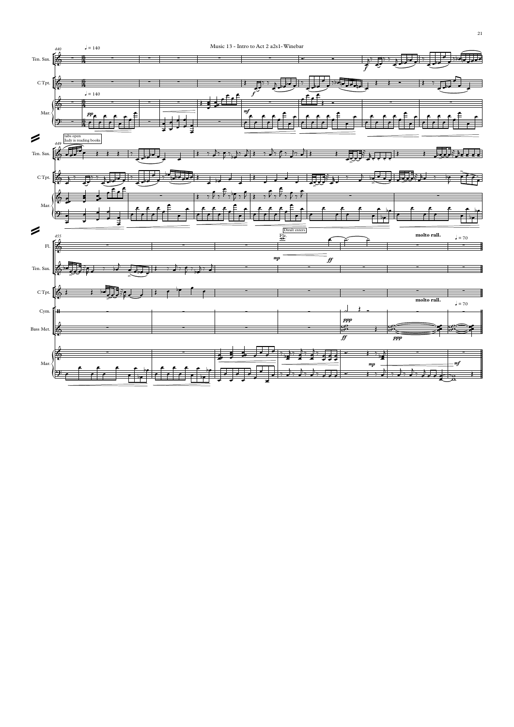Music 13 - Intro to Act 2 a2s1- Winebar

♩= 140

tabs open
Judy is reading books

Dinalt enters

molto rall.

♩= 70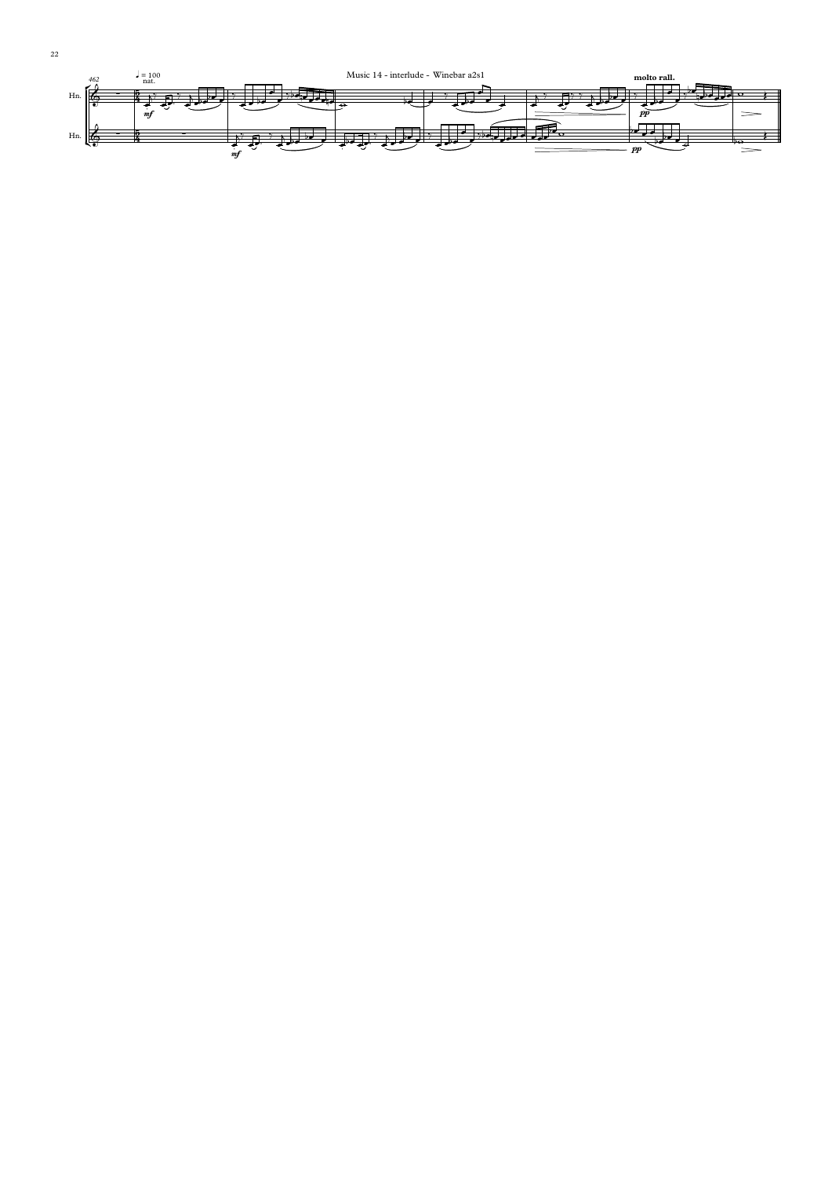Music 14 - interlude - Winebar a2s1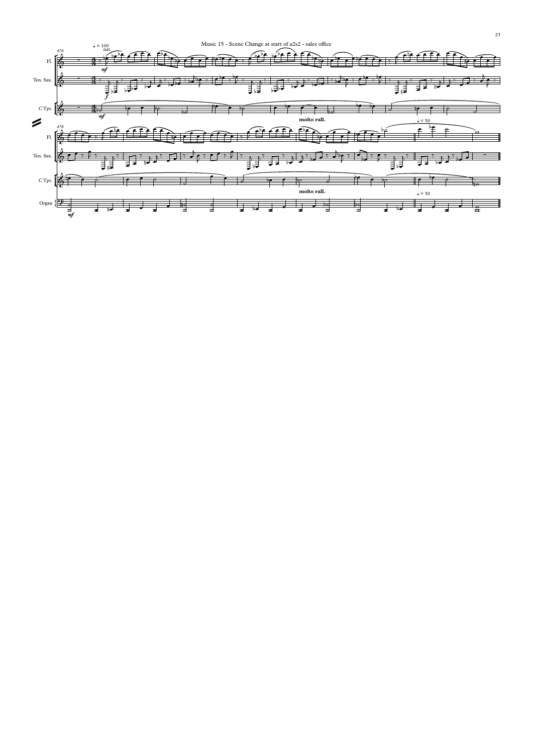Music 15 - Scene Change at start of a2s2 - sales office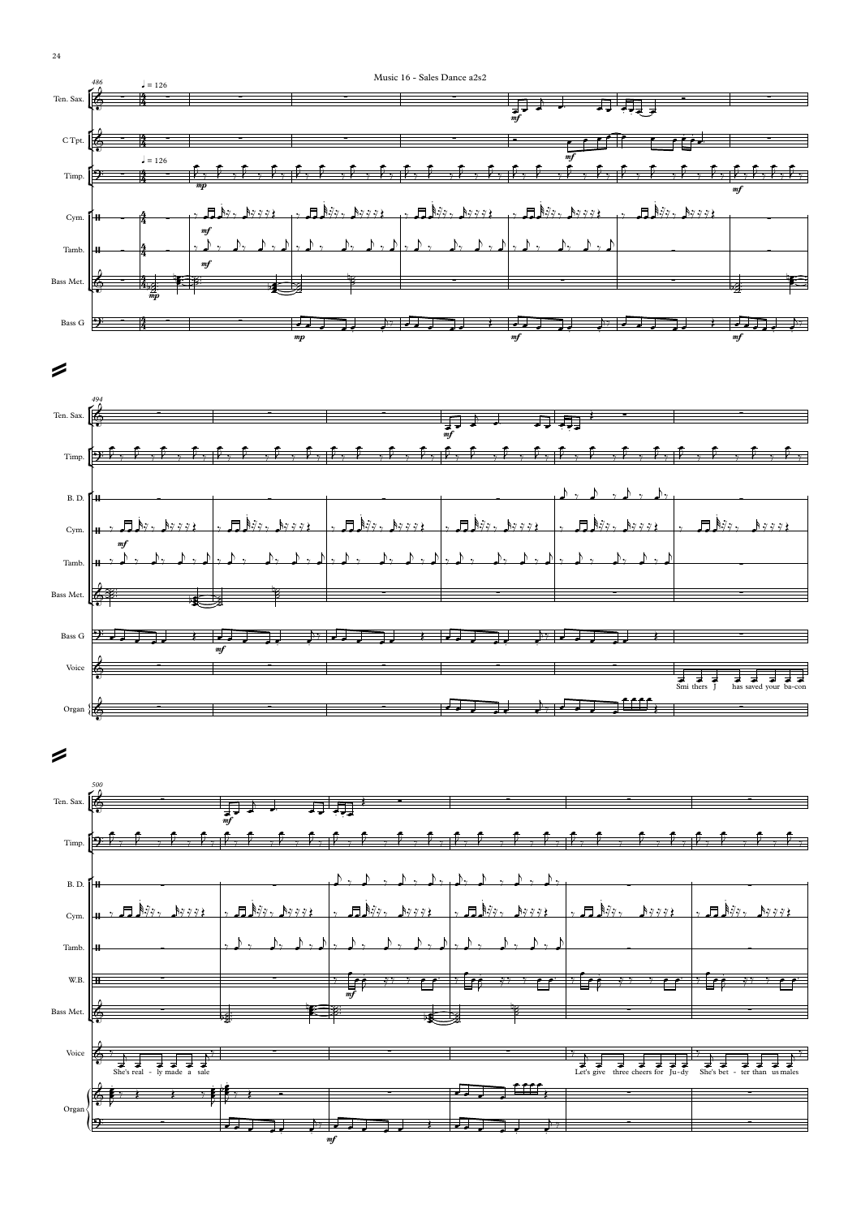Music 16 - Sales Dance a2s2

Smi thers J has saved your ba-con

She's real - ly made a sale

Let's give three cheers for Ju-dy She's bet - ter than us males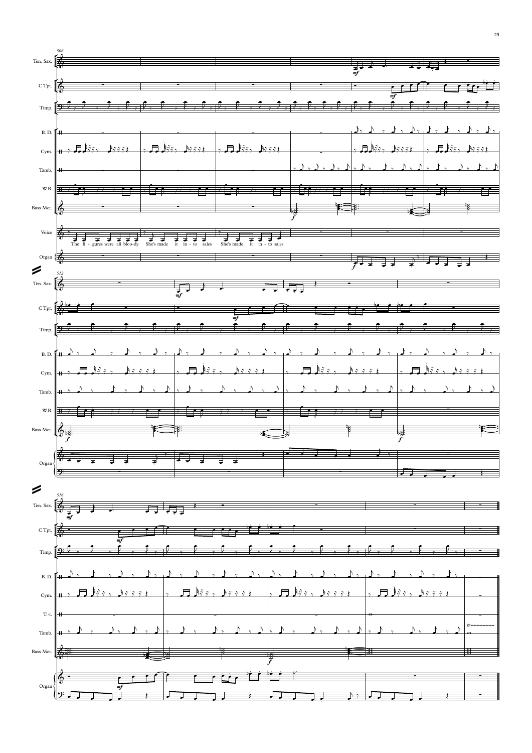506

Ten. Sax.

C Tpt.

Timp.

B. D.

Cym.

Tamb.

W.B.

Bass Met.

Voice

The fi - gures were all bloo-dy She's made it in - to sales She's made it in - to sales

Organ

512

Ten. Sax.

C Tpt.

Timp.

B. D.

Cym.

Tamb.

W.B.

Bass Met.

Organ

516

Ten. Sax.

C Tpt.

Timp.

B. D.

Cym.

T.-t.

Tamb.

Bass Met.

Organ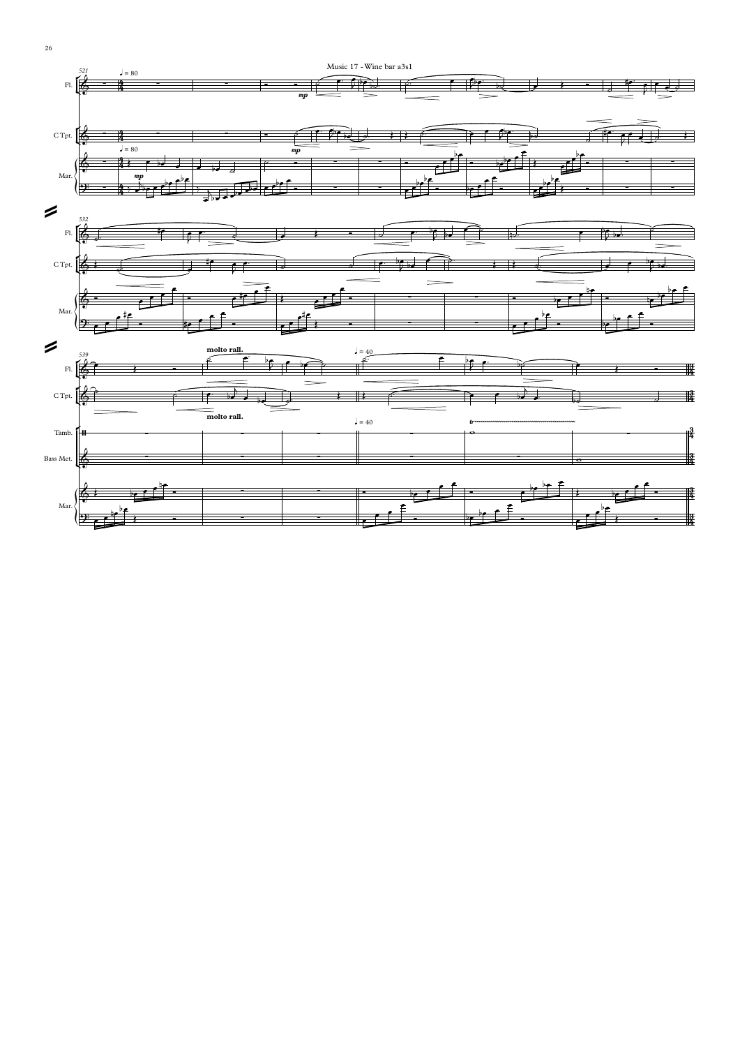Music 17 - Wine bar a3s1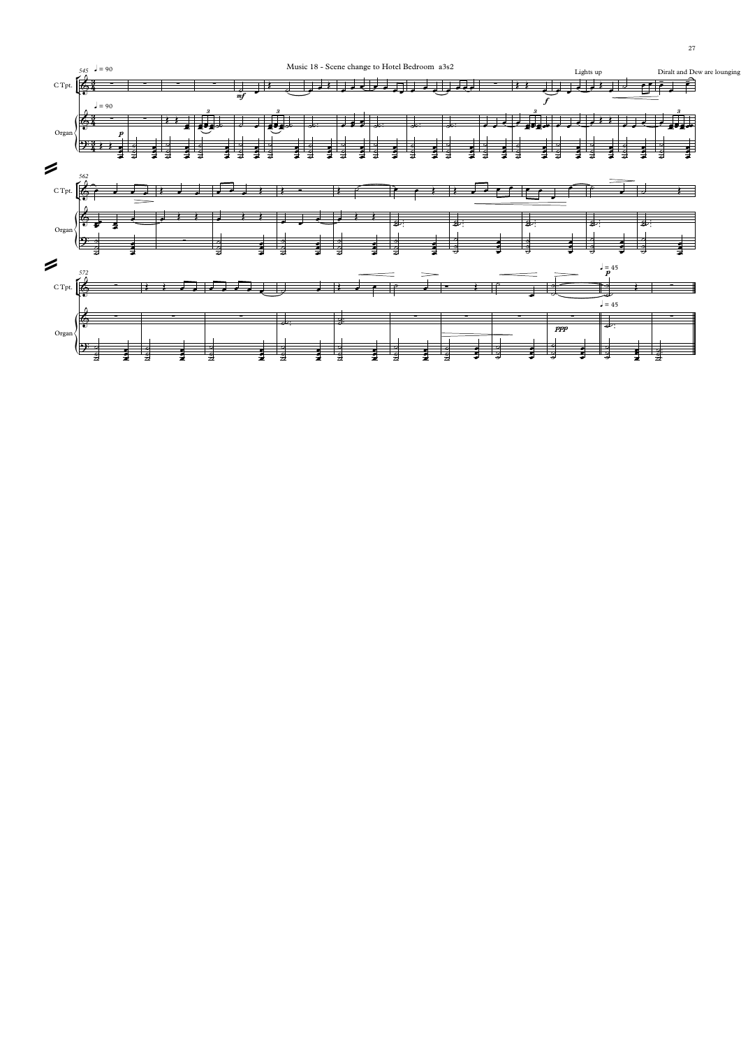Music 18 - Scene change to Hotel Bedroom a3s2

Lights up

Diralt and Dew are lounging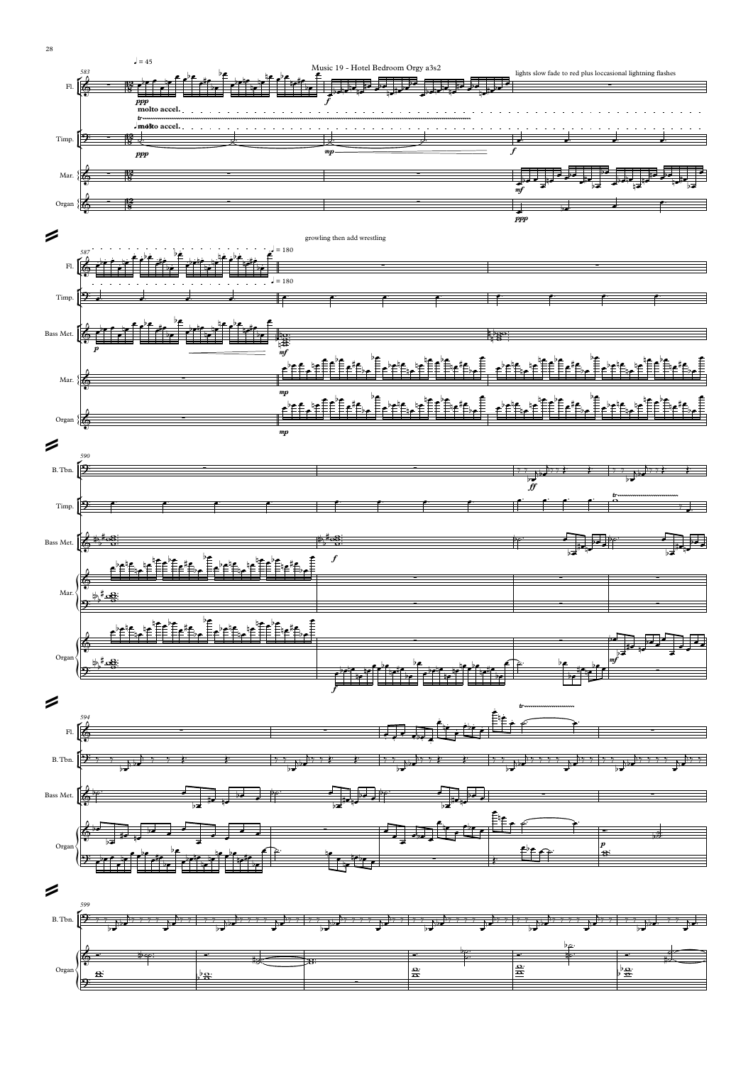♩ = 45

Music 19 - Hotel Bedroom Orgy a3s2

lights slow fade to red plus loccasional lightning flashes

molto accel.

molto accel.

♩ = 180

growling then add wrestling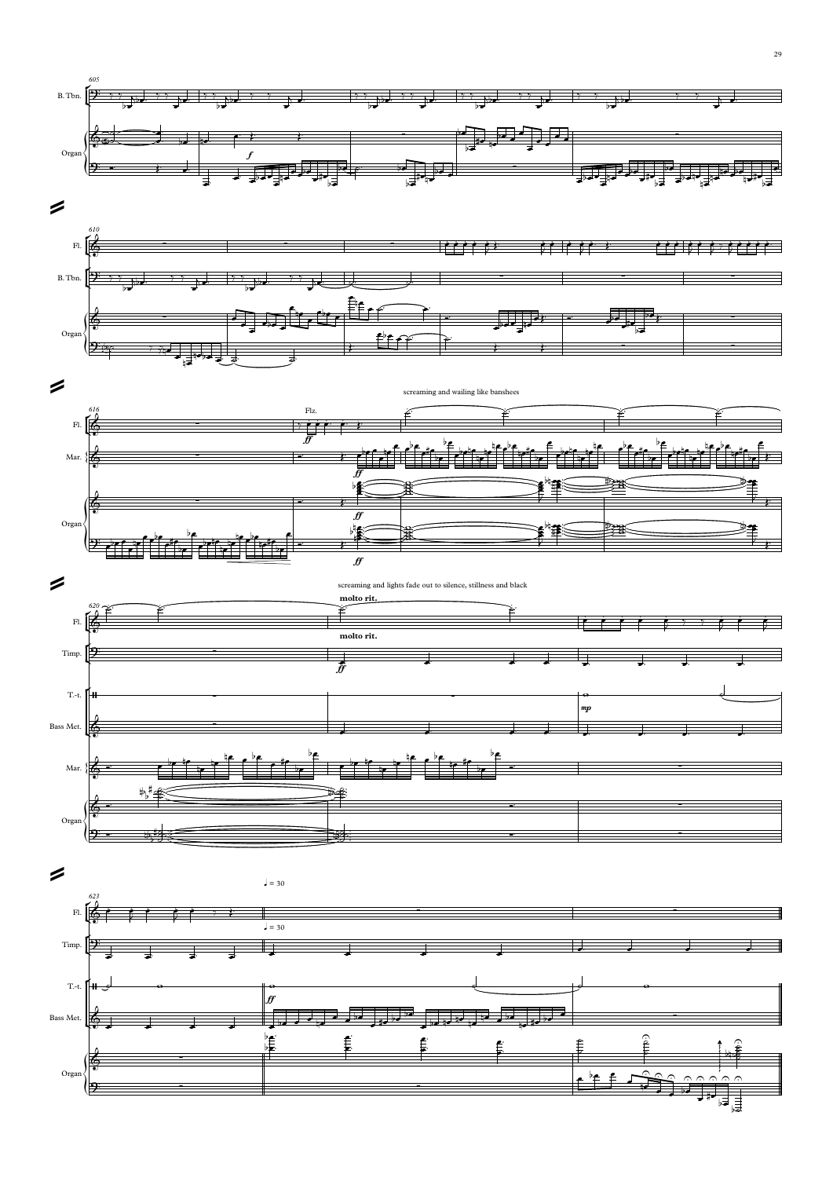605

B. Tbn.

Organ

610

Fl.

B. Tbn.

Organ

616

Fl.

Mar.

Organ

Flz.

screaming and wailing like banshees

620

Fl.

Timp.

T.-t.

Bass Met.

Mar.

Organ

screaming and lights fade out to silence, stillness and black

**molto rit.**

**molto rit.**

623

Fl.

Timp.

T.-t.

Bass Met.

Organ

♩ = 30

♩ = 30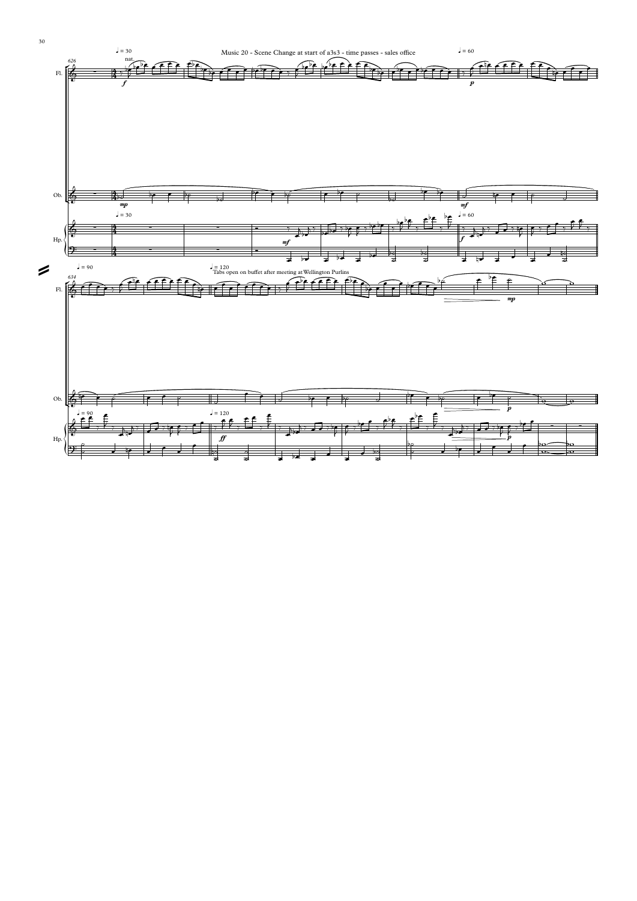Music 20 - Scene Change at start of a3s3 - time passes - sales office

Tabs open on buffet after meeting at Wellington Purlins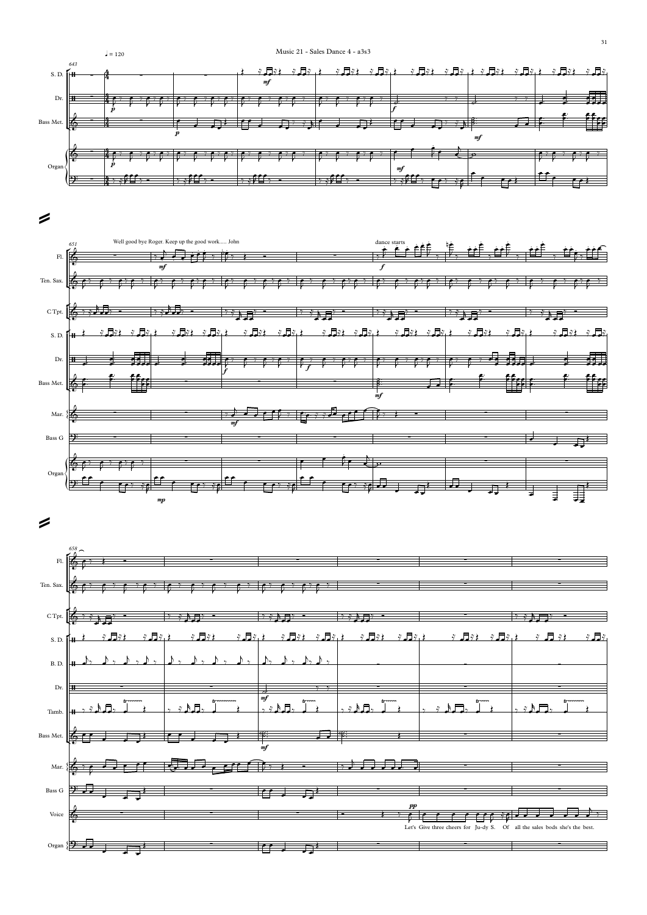Music 21 - Sales Dance 4 - a3s3

♩ = 120

643

S. D.

Dr.

Bass Met.

Organ

651

Well good bye Roger. Keep up the good work..... John

dance starts

Fl.

Ten. Sax.

C Tpt.

S. D.

Dr.

Bass Met.

Mar.

Bass G

Organ

658

Fl.

Ten. Sax.

C Tpt.

S. D.

B. D.

Dr.

Tamb.

Bass Met.

Mar.

Bass G

Voice

Let's Give three cheers for Ju-dy S. Of all the sales bods she's the best.

Organ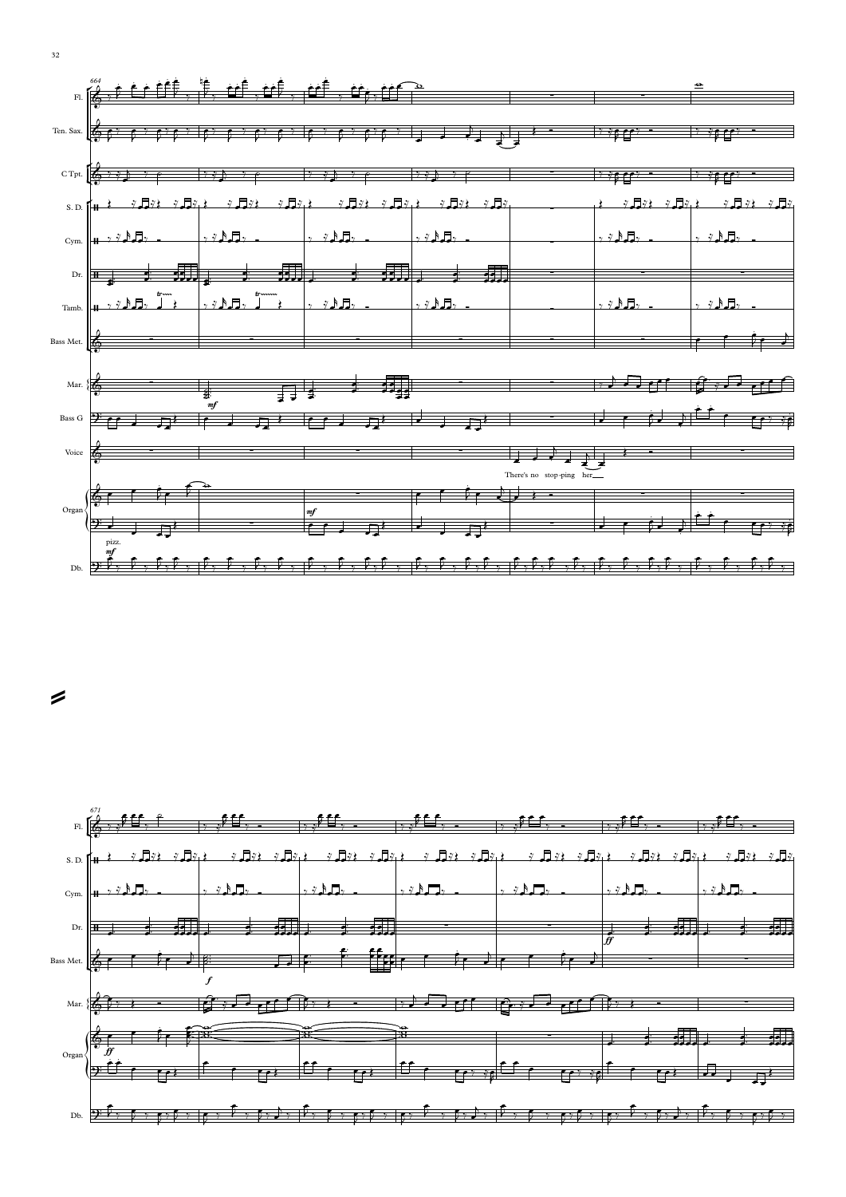664

Fl.
Ten. Sax.
C Tpt.
S. D.
Cym.
Dr.
Tamb.
Bass Met.
Mar.
Bass G
Voice
Organ
Db.

*mf*

There's no stop-ping her

*mf*

pizz.
*mf*

671

Fl.
S. D.
Cym.
Dr.
Bass Met.
Mar.
Organ
Db.

*f*

*ff*

*ff*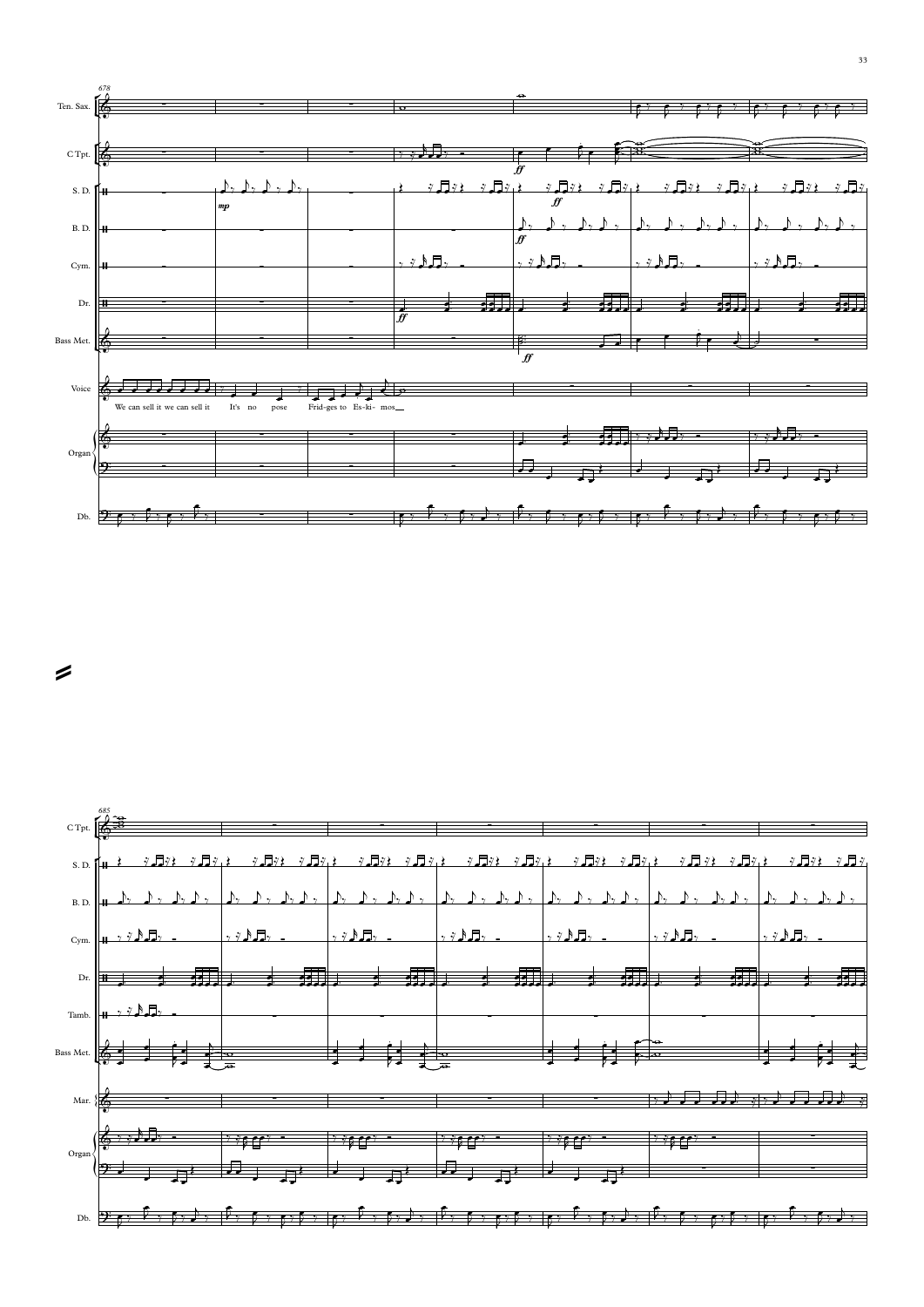678

Ten. Sax.

C Tpt.

S. D.

B. D.

Cym.

Dr.

Bass Met.

Voice

We can sell it we can sell it It's no pose Frid-ges to Es-ki- mos

Organ

Db.

685

C Tpt.

S. D.

B. D.

Cym.

Dr.

Tamb.

Bass Met.

Mar.

Organ

Db.